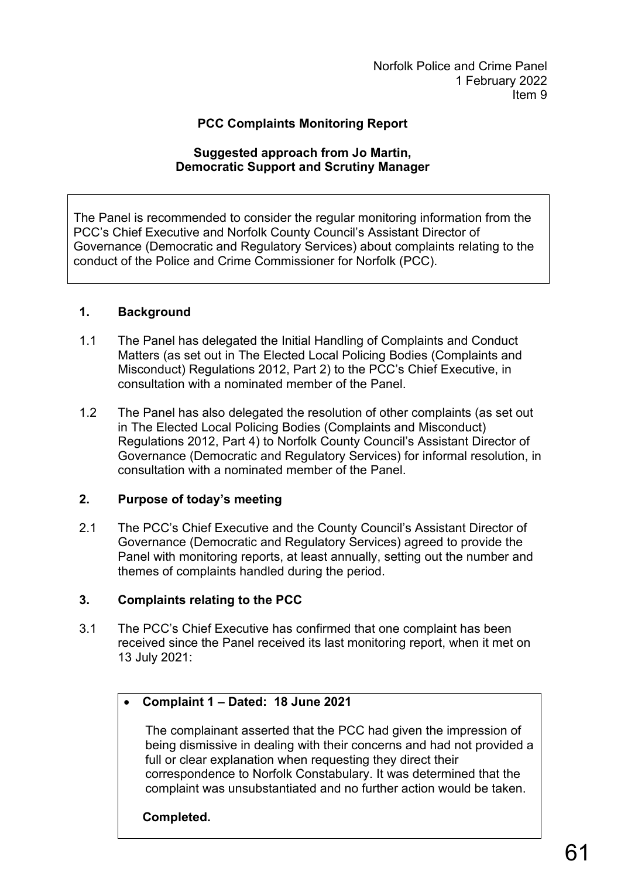Norfolk Police and Crime Panel
1 February 2022
Item 9

**PCC Complaints Monitoring Report**

**Suggested approach from Jo Martin, Democratic Support and Scrutiny Manager**

The Panel is recommended to consider the regular monitoring information from the PCC's Chief Executive and Norfolk County Council's Assistant Director of Governance (Democratic and Regulatory Services) about complaints relating to the conduct of the Police and Crime Commissioner for Norfolk (PCC).

## 1. Background

1.1 The Panel has delegated the Initial Handling of Complaints and Conduct Matters (as set out in The Elected Local Policing Bodies (Complaints and Misconduct) Regulations 2012, Part 2) to the PCC's Chief Executive, in consultation with a nominated member of the Panel.

1.2 The Panel has also delegated the resolution of other complaints (as set out in The Elected Local Policing Bodies (Complaints and Misconduct) Regulations 2012, Part 4) to Norfolk County Council's Assistant Director of Governance (Democratic and Regulatory Services) for informal resolution, in consultation with a nominated member of the Panel.

## 2. Purpose of today's meeting

2.1 The PCC's Chief Executive and the County Council's Assistant Director of Governance (Democratic and Regulatory Services) agreed to provide the Panel with monitoring reports, at least annually, setting out the number and themes of complaints handled during the period.

## 3. Complaints relating to the PCC

3.1 The PCC's Chief Executive has confirmed that one complaint has been received since the Panel received its last monitoring report, when it met on 13 July 2021:

- **Complaint 1 – Dated: 18 June 2021**

  The complainant asserted that the PCC had given the impression of being dismissive in dealing with their concerns and had not provided a full or clear explanation when requesting they direct their correspondence to Norfolk Constabulary. It was determined that the complaint was unsubstantiated and no further action would be taken.

  **Completed.**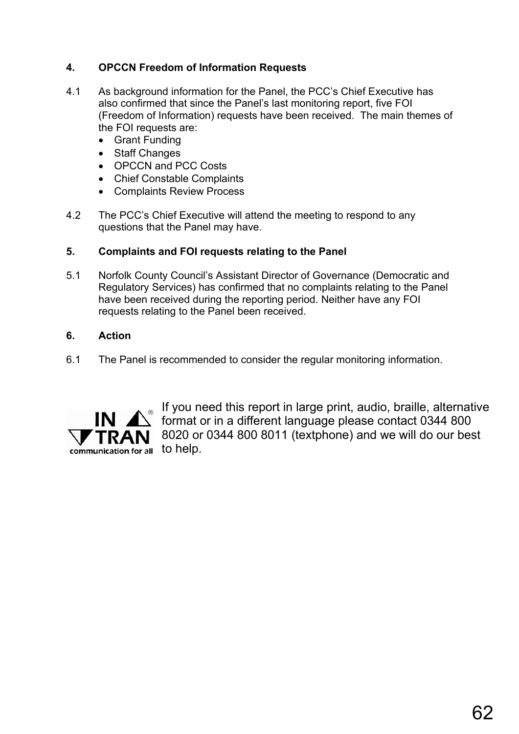## 4. OPCCN Freedom of Information Requests

4.1 As background information for the Panel, the PCC's Chief Executive has also confirmed that since the Panel's last monitoring report, five FOI (Freedom of Information) requests have been received. The main themes of the FOI requests are:

- Grant Funding
- Staff Changes
- OPCCN and PCC Costs
- Chief Constable Complaints
- Complaints Review Process

4.2 The PCC's Chief Executive will attend the meeting to respond to any questions that the Panel may have.

## 5. Complaints and FOI requests relating to the Panel

5.1 Norfolk County Council's Assistant Director of Governance (Democratic and Regulatory Services) has confirmed that no complaints relating to the Panel have been received during the reporting period. Neither have any FOI requests relating to the Panel been received.

## 6. Action

6.1 The Panel is recommended to consider the regular monitoring information.

IN TRAN communication for all

If you need this report in large print, audio, braille, alternative format or in a different language please contact 0344 800 8020 or 0344 800 8011 (textphone) and we will do our best to help.